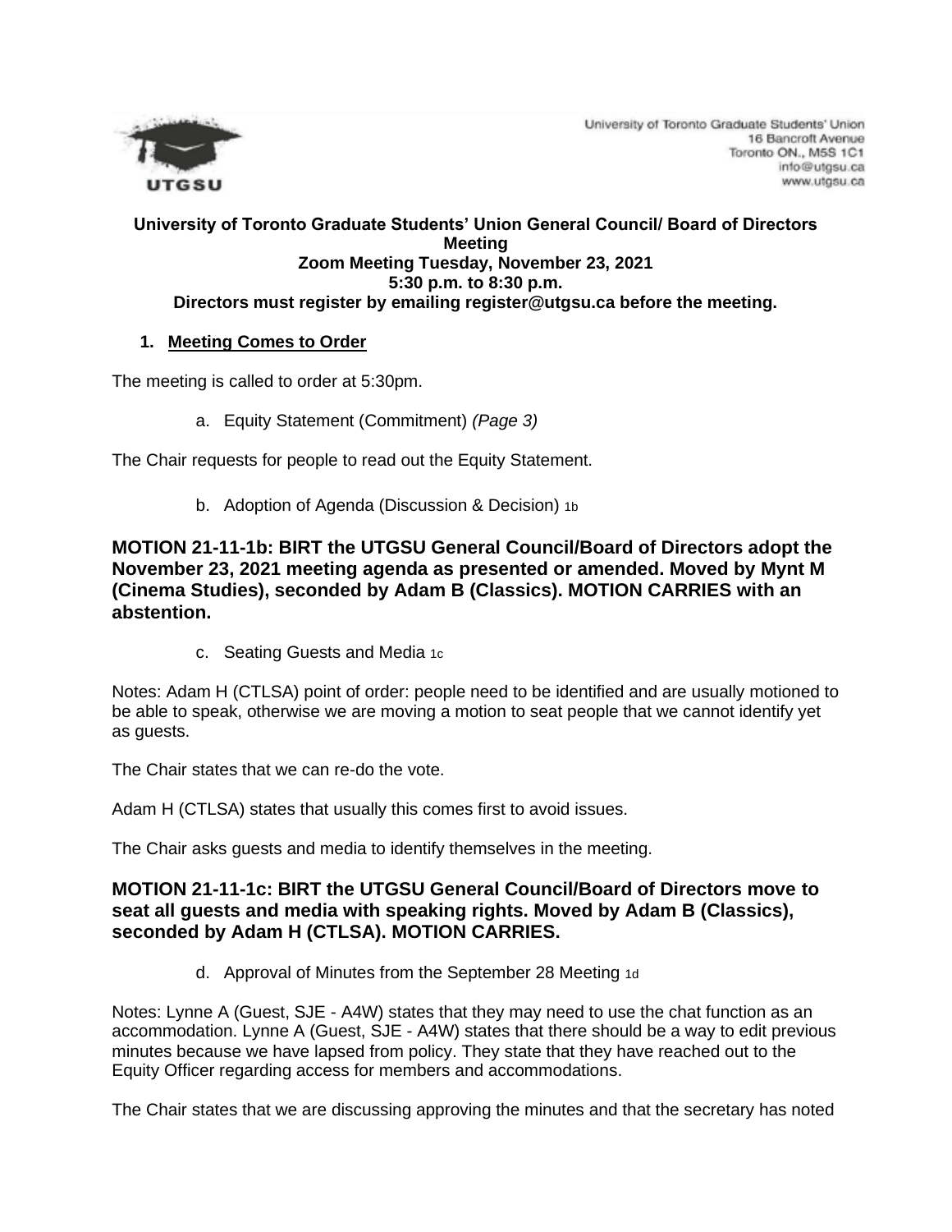University of Toronto Graduate Students' Union
16 Bancroft Avenue
Toronto ON., M5S 1C1
info@utgsu.ca
www.utgsu.ca

**University of Toronto Graduate Students' Union General Council/ Board of Directors Meeting**
**Zoom Meeting Tuesday, November 23, 2021**
**5:30 p.m. to 8:30 p.m.**
**Directors must register by emailing register@utgsu.ca before the meeting.**

## 1. Meeting Comes to Order

The meeting is called to order at 5:30pm.

a. Equity Statement (Commitment) *(Page 3)*

The Chair requests for people to read out the Equity Statement.

b. Adoption of Agenda (Discussion & Decision) 1b

**MOTION 21-11-1b: BIRT the UTGSU General Council/Board of Directors adopt the November 23, 2021 meeting agenda as presented or amended. Moved by Mynt M (Cinema Studies), seconded by Adam B (Classics). MOTION CARRIES with an abstention.**

c. Seating Guests and Media 1c

Notes: Adam H (CTLSA) point of order: people need to be identified and are usually motioned to be able to speak, otherwise we are moving a motion to seat people that we cannot identify yet as guests.

The Chair states that we can re-do the vote.

Adam H (CTLSA) states that usually this comes first to avoid issues.

The Chair asks guests and media to identify themselves in the meeting.

**MOTION 21-11-1c: BIRT the UTGSU General Council/Board of Directors move to seat all guests and media with speaking rights. Moved by Adam B (Classics), seconded by Adam H (CTLSA). MOTION CARRIES.**

d. Approval of Minutes from the September 28 Meeting 1d

Notes: Lynne A (Guest, SJE - A4W) states that they may need to use the chat function as an accommodation. Lynne A (Guest, SJE - A4W) states that there should be a way to edit previous minutes because we have lapsed from policy. They state that they have reached out to the Equity Officer regarding access for members and accommodations.

The Chair states that we are discussing approving the minutes and that the secretary has noted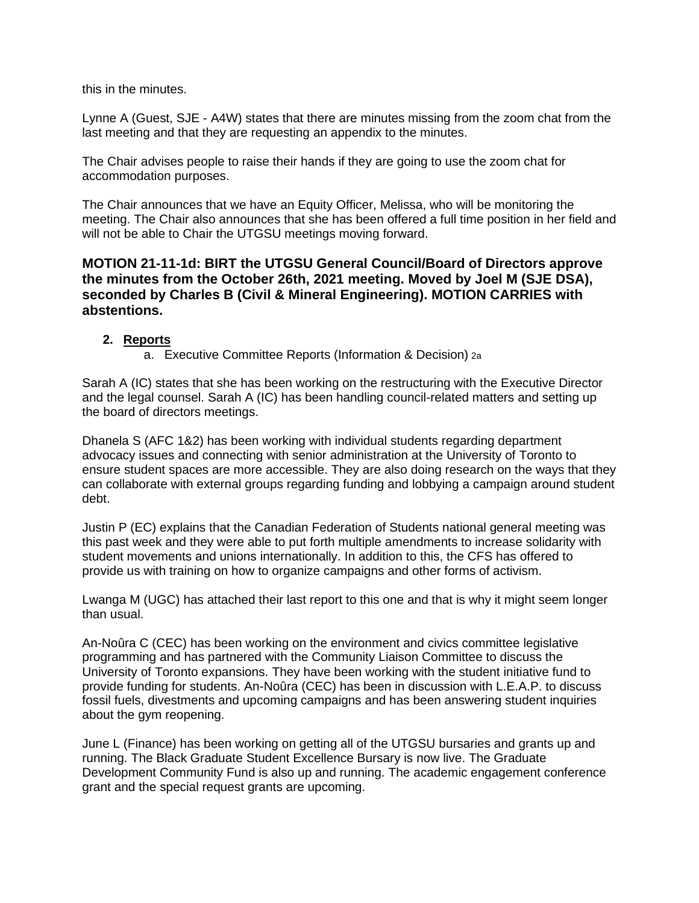this in the minutes.

Lynne A (Guest, SJE - A4W) states that there are minutes missing from the zoom chat from the last meeting and that they are requesting an appendix to the minutes.

The Chair advises people to raise their hands if they are going to use the zoom chat for accommodation purposes.

The Chair announces that we have an Equity Officer, Melissa, who will be monitoring the meeting. The Chair also announces that she has been offered a full time position in her field and will not be able to Chair the UTGSU meetings moving forward.

**MOTION 21-11-1d: BIRT the UTGSU General Council/Board of Directors approve the minutes from the October 26th, 2021 meeting. Moved by Joel M (SJE DSA), seconded by Charles B (Civil & Mineral Engineering). MOTION CARRIES with abstentions.**

2. **Reports**
   a. Executive Committee Reports (Information & Decision) 2a

Sarah A (IC) states that she has been working on the restructuring with the Executive Director and the legal counsel. Sarah A (IC) has been handling council-related matters and setting up the board of directors meetings.

Dhanela S (AFC 1&2) has been working with individual students regarding department advocacy issues and connecting with senior administration at the University of Toronto to ensure student spaces are more accessible. They are also doing research on the ways that they can collaborate with external groups regarding funding and lobbying a campaign around student debt.

Justin P (EC) explains that the Canadian Federation of Students national general meeting was this past week and they were able to put forth multiple amendments to increase solidarity with student movements and unions internationally. In addition to this, the CFS has offered to provide us with training on how to organize campaigns and other forms of activism.

Lwanga M (UGC) has attached their last report to this one and that is why it might seem longer than usual.

An-Noûra C (CEC) has been working on the environment and civics committee legislative programming and has partnered with the Community Liaison Committee to discuss the University of Toronto expansions. They have been working with the student initiative fund to provide funding for students. An-Noûra (CEC) has been in discussion with L.E.A.P. to discuss fossil fuels, divestments and upcoming campaigns and has been answering student inquiries about the gym reopening.

June L (Finance) has been working on getting all of the UTGSU bursaries and grants up and running. The Black Graduate Student Excellence Bursary is now live. The Graduate Development Community Fund is also up and running. The academic engagement conference grant and the special request grants are upcoming.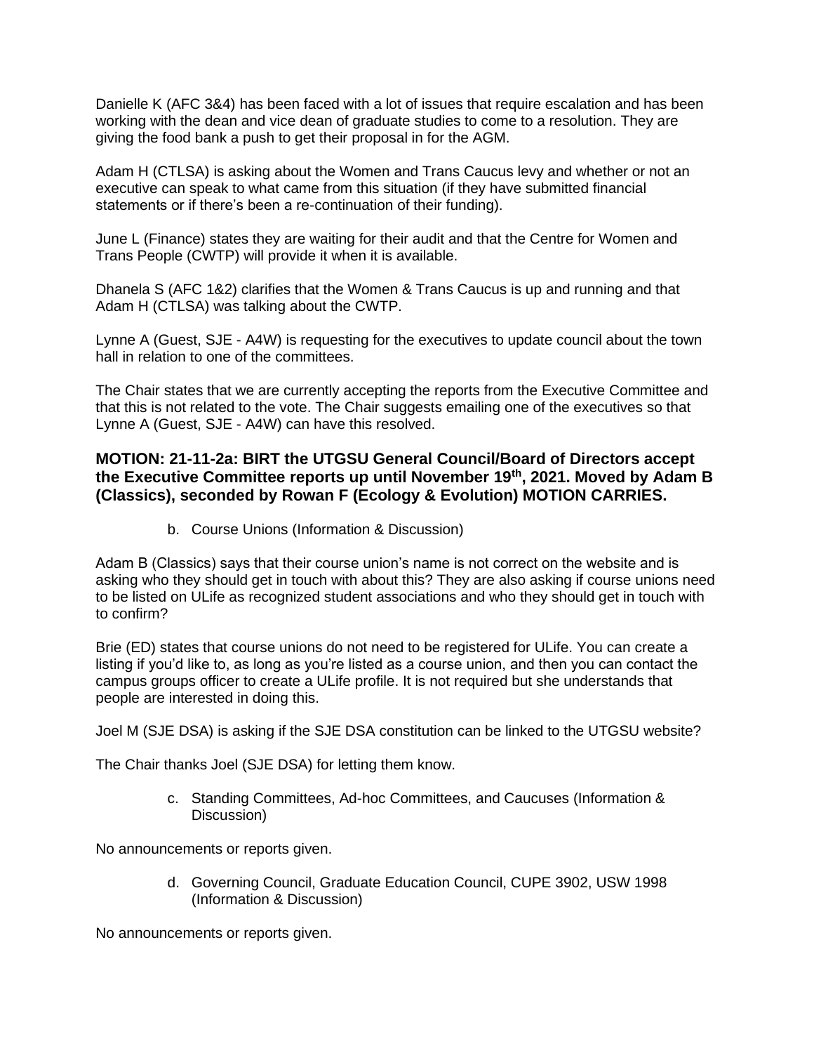Danielle K (AFC 3&4) has been faced with a lot of issues that require escalation and has been working with the dean and vice dean of graduate studies to come to a resolution. They are giving the food bank a push to get their proposal in for the AGM.

Adam H (CTLSA) is asking about the Women and Trans Caucus levy and whether or not an executive can speak to what came from this situation (if they have submitted financial statements or if there's been a re-continuation of their funding).

June L (Finance) states they are waiting for their audit and that the Centre for Women and Trans People (CWTP) will provide it when it is available.

Dhanela S (AFC 1&2) clarifies that the Women & Trans Caucus is up and running and that Adam H (CTLSA) was talking about the CWTP.

Lynne A (Guest, SJE - A4W) is requesting for the executives to update council about the town hall in relation to one of the committees.

The Chair states that we are currently accepting the reports from the Executive Committee and that this is not related to the vote. The Chair suggests emailing one of the executives so that Lynne A (Guest, SJE - A4W) can have this resolved.

**MOTION: 21-11-2a: BIRT the UTGSU General Council/Board of Directors accept the Executive Committee reports up until November 19th, 2021. Moved by Adam B (Classics), seconded by Rowan F (Ecology & Evolution) MOTION CARRIES.**

b. Course Unions (Information & Discussion)

Adam B (Classics) says that their course union's name is not correct on the website and is asking who they should get in touch with about this? They are also asking if course unions need to be listed on ULife as recognized student associations and who they should get in touch with to confirm?

Brie (ED) states that course unions do not need to be registered for ULife. You can create a listing if you'd like to, as long as you're listed as a course union, and then you can contact the campus groups officer to create a ULife profile. It is not required but she understands that people are interested in doing this.

Joel M (SJE DSA) is asking if the SJE DSA constitution can be linked to the UTGSU website?

The Chair thanks Joel (SJE DSA) for letting them know.

c. Standing Committees, Ad-hoc Committees, and Caucuses (Information & Discussion)

No announcements or reports given.

d. Governing Council, Graduate Education Council, CUPE 3902, USW 1998 (Information & Discussion)

No announcements or reports given.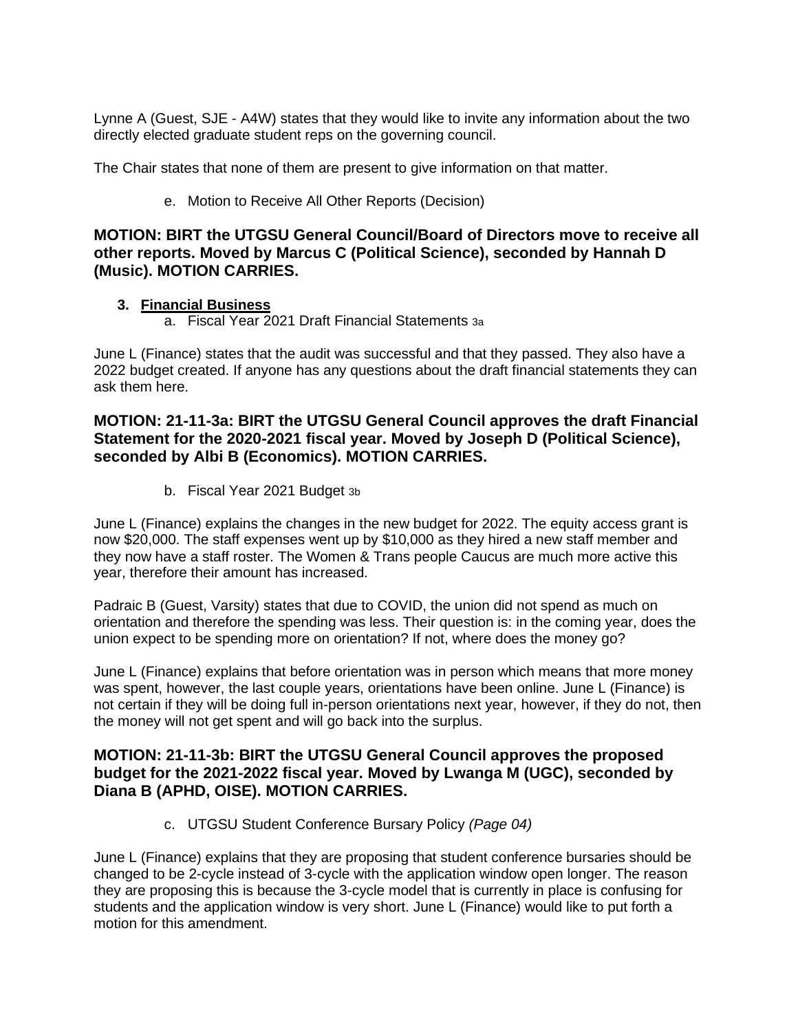Lynne A (Guest, SJE - A4W) states that they would like to invite any information about the two directly elected graduate student reps on the governing council.

The Chair states that none of them are present to give information on that matter.

e. Motion to Receive All Other Reports (Decision)

**MOTION: BIRT the UTGSU General Council/Board of Directors move to receive all other reports. Moved by Marcus C (Political Science), seconded by Hannah D (Music). MOTION CARRIES.**

**3. Financial Business**

a. Fiscal Year 2021 Draft Financial Statements 3a

June L (Finance) states that the audit was successful and that they passed. They also have a 2022 budget created. If anyone has any questions about the draft financial statements they can ask them here.

**MOTION: 21-11-3a: BIRT the UTGSU General Council approves the draft Financial Statement for the 2020-2021 fiscal year. Moved by Joseph D (Political Science), seconded by Albi B (Economics). MOTION CARRIES.**

b. Fiscal Year 2021 Budget 3b

June L (Finance) explains the changes in the new budget for 2022. The equity access grant is now $20,000. The staff expenses went up by $10,000 as they hired a new staff member and they now have a staff roster. The Women & Trans people Caucus are much more active this year, therefore their amount has increased.

Padraic B (Guest, Varsity) states that due to COVID, the union did not spend as much on orientation and therefore the spending was less. Their question is: in the coming year, does the union expect to be spending more on orientation? If not, where does the money go?

June L (Finance) explains that before orientation was in person which means that more money was spent, however, the last couple years, orientations have been online. June L (Finance) is not certain if they will be doing full in-person orientations next year, however, if they do not, then the money will not get spent and will go back into the surplus.

**MOTION: 21-11-3b: BIRT the UTGSU General Council approves the proposed budget for the 2021-2022 fiscal year. Moved by Lwanga M (UGC), seconded by Diana B (APHD, OISE). MOTION CARRIES.**

c. UTGSU Student Conference Bursary Policy *(Page 04)*

June L (Finance) explains that they are proposing that student conference bursaries should be changed to be 2-cycle instead of 3-cycle with the application window open longer. The reason they are proposing this is because the 3-cycle model that is currently in place is confusing for students and the application window is very short. June L (Finance) would like to put forth a motion for this amendment.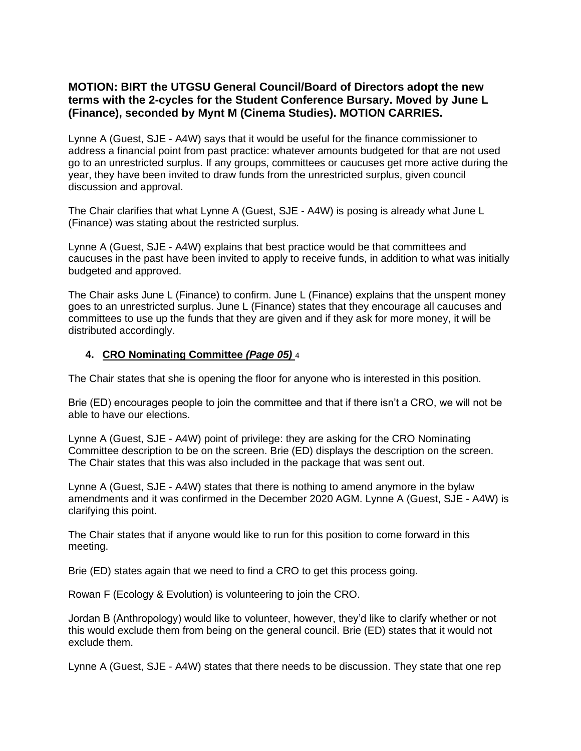**MOTION: BIRT the UTGSU General Council/Board of Directors adopt the new terms with the 2-cycles for the Student Conference Bursary. Moved by June L (Finance), seconded by Mynt M (Cinema Studies). MOTION CARRIES.**

Lynne A (Guest, SJE - A4W) says that it would be useful for the finance commissioner to address a financial point from past practice: whatever amounts budgeted for that are not used go to an unrestricted surplus. If any groups, committees or caucuses get more active during the year, they have been invited to draw funds from the unrestricted surplus, given council discussion and approval.

The Chair clarifies that what Lynne A (Guest, SJE - A4W) is posing is already what June L (Finance) was stating about the restricted surplus.

Lynne A (Guest, SJE - A4W) explains that best practice would be that committees and caucuses in the past have been invited to apply to receive funds, in addition to what was initially budgeted and approved.

The Chair asks June L (Finance) to confirm. June L (Finance) explains that the unspent money goes to an unrestricted surplus. June L (Finance) states that they encourage all caucuses and committees to use up the funds that they are given and if they ask for more money, it will be distributed accordingly.

4. **CRO Nominating Committee *(Page 05)*** 4

The Chair states that she is opening the floor for anyone who is interested in this position.

Brie (ED) encourages people to join the committee and that if there isn't a CRO, we will not be able to have our elections.

Lynne A (Guest, SJE - A4W) point of privilege: they are asking for the CRO Nominating Committee description to be on the screen. Brie (ED) displays the description on the screen. The Chair states that this was also included in the package that was sent out.

Lynne A (Guest, SJE - A4W) states that there is nothing to amend anymore in the bylaw amendments and it was confirmed in the December 2020 AGM. Lynne A (Guest, SJE - A4W) is clarifying this point.

The Chair states that if anyone would like to run for this position to come forward in this meeting.

Brie (ED) states again that we need to find a CRO to get this process going.

Rowan F (Ecology & Evolution) is volunteering to join the CRO.

Jordan B (Anthropology) would like to volunteer, however, they'd like to clarify whether or not this would exclude them from being on the general council. Brie (ED) states that it would not exclude them.

Lynne A (Guest, SJE - A4W) states that there needs to be discussion. They state that one rep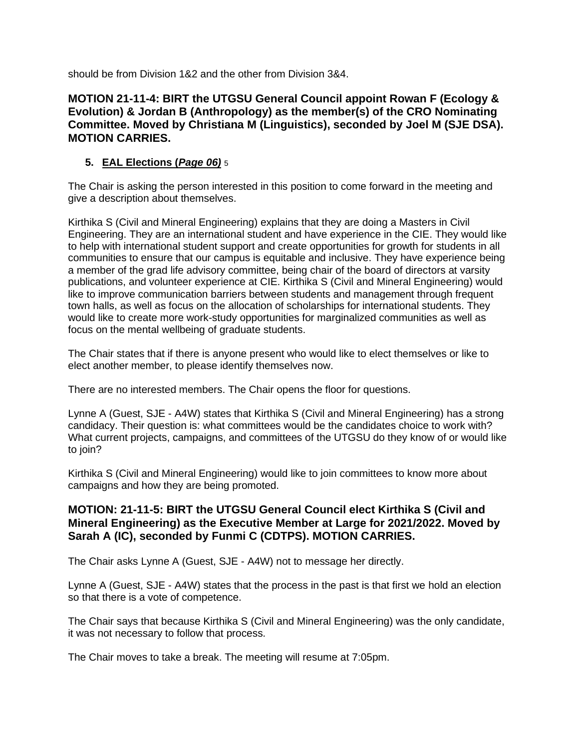should be from Division 1&2 and the other from Division 3&4.

**MOTION 21-11-4: BIRT the UTGSU General Council appoint Rowan F (Ecology & Evolution) & Jordan B (Anthropology) as the member(s) of the CRO Nominating Committee. Moved by Christiana M (Linguistics), seconded by Joel M (SJE DSA). MOTION CARRIES.**

5. **EAL Elections (*Page 06)*** 5

The Chair is asking the person interested in this position to come forward in the meeting and give a description about themselves.

Kirthika S (Civil and Mineral Engineering) explains that they are doing a Masters in Civil Engineering. They are an international student and have experience in the CIE. They would like to help with international student support and create opportunities for growth for students in all communities to ensure that our campus is equitable and inclusive. They have experience being a member of the grad life advisory committee, being chair of the board of directors at varsity publications, and volunteer experience at CIE. Kirthika S (Civil and Mineral Engineering) would like to improve communication barriers between students and management through frequent town halls, as well as focus on the allocation of scholarships for international students. They would like to create more work-study opportunities for marginalized communities as well as focus on the mental wellbeing of graduate students.

The Chair states that if there is anyone present who would like to elect themselves or like to elect another member, to please identify themselves now.

There are no interested members. The Chair opens the floor for questions.

Lynne A (Guest, SJE - A4W) states that Kirthika S (Civil and Mineral Engineering) has a strong candidacy. Their question is: what committees would be the candidates choice to work with? What current projects, campaigns, and committees of the UTGSU do they know of or would like to join?

Kirthika S (Civil and Mineral Engineering) would like to join committees to know more about campaigns and how they are being promoted.

**MOTION: 21-11-5: BIRT the UTGSU General Council elect Kirthika S (Civil and Mineral Engineering) as the Executive Member at Large for 2021/2022. Moved by Sarah A (IC), seconded by Funmi C (CDTPS). MOTION CARRIES.**

The Chair asks Lynne A (Guest, SJE - A4W) not to message her directly.

Lynne A (Guest, SJE - A4W) states that the process in the past is that first we hold an election so that there is a vote of competence.

The Chair says that because Kirthika S (Civil and Mineral Engineering) was the only candidate, it was not necessary to follow that process.

The Chair moves to take a break. The meeting will resume at 7:05pm.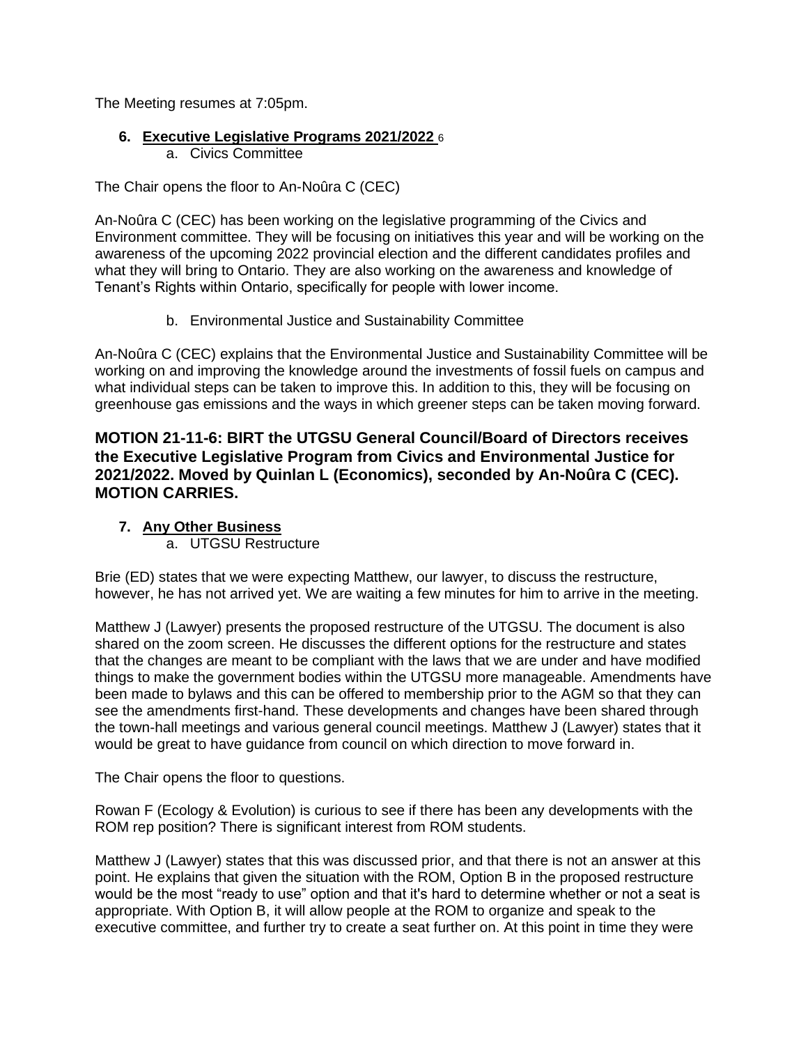The Meeting resumes at 7:05pm.

6. **Executive Legislative Programs 2021/2022** 6
   a. Civics Committee

The Chair opens the floor to An-Noûra C (CEC)

An-Noûra C (CEC) has been working on the legislative programming of the Civics and Environment committee. They will be focusing on initiatives this year and will be working on the awareness of the upcoming 2022 provincial election and the different candidates profiles and what they will bring to Ontario. They are also working on the awareness and knowledge of Tenant's Rights within Ontario, specifically for people with lower income.

   b. Environmental Justice and Sustainability Committee

An-Noûra C (CEC) explains that the Environmental Justice and Sustainability Committee will be working on and improving the knowledge around the investments of fossil fuels on campus and what individual steps can be taken to improve this. In addition to this, they will be focusing on greenhouse gas emissions and the ways in which greener steps can be taken moving forward.

**MOTION 21-11-6: BIRT the UTGSU General Council/Board of Directors receives the Executive Legislative Program from Civics and Environmental Justice for 2021/2022. Moved by Quinlan L (Economics), seconded by An-Noûra C (CEC). MOTION CARRIES.**

7. **Any Other Business**
   a. UTGSU Restructure

Brie (ED) states that we were expecting Matthew, our lawyer, to discuss the restructure, however, he has not arrived yet. We are waiting a few minutes for him to arrive in the meeting.

Matthew J (Lawyer) presents the proposed restructure of the UTGSU. The document is also shared on the zoom screen. He discusses the different options for the restructure and states that the changes are meant to be compliant with the laws that we are under and have modified things to make the government bodies within the UTGSU more manageable. Amendments have been made to bylaws and this can be offered to membership prior to the AGM so that they can see the amendments first-hand. These developments and changes have been shared through the town-hall meetings and various general council meetings. Matthew J (Lawyer) states that it would be great to have guidance from council on which direction to move forward in.

The Chair opens the floor to questions.

Rowan F (Ecology & Evolution) is curious to see if there has been any developments with the ROM rep position? There is significant interest from ROM students.

Matthew J (Lawyer) states that this was discussed prior, and that there is not an answer at this point. He explains that given the situation with the ROM, Option B in the proposed restructure would be the most "ready to use" option and that it's hard to determine whether or not a seat is appropriate. With Option B, it will allow people at the ROM to organize and speak to the executive committee, and further try to create a seat further on. At this point in time they were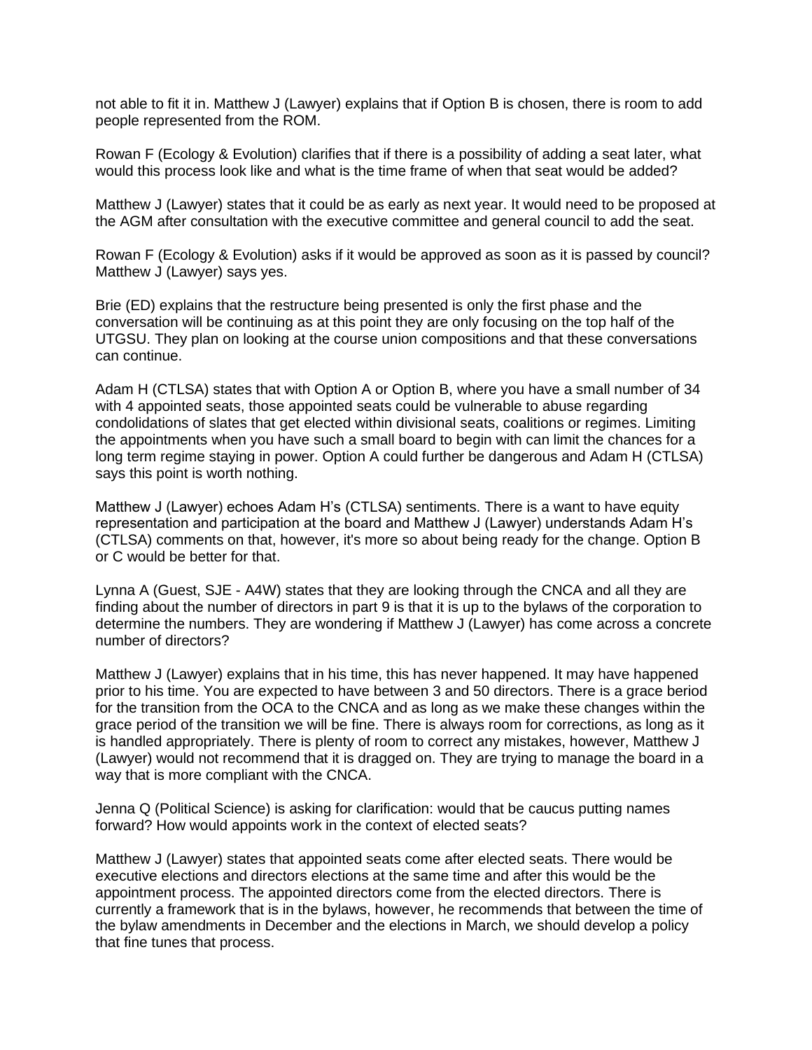not able to fit it in. Matthew J (Lawyer) explains that if Option B is chosen, there is room to add people represented from the ROM.

Rowan F (Ecology & Evolution) clarifies that if there is a possibility of adding a seat later, what would this process look like and what is the time frame of when that seat would be added?

Matthew J (Lawyer) states that it could be as early as next year. It would need to be proposed at the AGM after consultation with the executive committee and general council to add the seat.

Rowan F (Ecology & Evolution) asks if it would be approved as soon as it is passed by council? Matthew J (Lawyer) says yes.

Brie (ED) explains that the restructure being presented is only the first phase and the conversation will be continuing as at this point they are only focusing on the top half of the UTGSU. They plan on looking at the course union compositions and that these conversations can continue.

Adam H (CTLSA) states that with Option A or Option B, where you have a small number of 34 with 4 appointed seats, those appointed seats could be vulnerable to abuse regarding condolidations of slates that get elected within divisional seats, coalitions or regimes. Limiting the appointments when you have such a small board to begin with can limit the chances for a long term regime staying in power. Option A could further be dangerous and Adam H (CTLSA) says this point is worth nothing.

Matthew J (Lawyer) echoes Adam H's (CTLSA) sentiments. There is a want to have equity representation and participation at the board and Matthew J (Lawyer) understands Adam H's (CTLSA) comments on that, however, it's more so about being ready for the change. Option B or C would be better for that.

Lynna A (Guest, SJE - A4W) states that they are looking through the CNCA and all they are finding about the number of directors in part 9 is that it is up to the bylaws of the corporation to determine the numbers. They are wondering if Matthew J (Lawyer) has come across a concrete number of directors?

Matthew J (Lawyer) explains that in his time, this has never happened. It may have happened prior to his time. You are expected to have between 3 and 50 directors. There is a grace beriod for the transition from the OCA to the CNCA and as long as we make these changes within the grace period of the transition we will be fine. There is always room for corrections, as long as it is handled appropriately. There is plenty of room to correct any mistakes, however, Matthew J (Lawyer) would not recommend that it is dragged on. They are trying to manage the board in a way that is more compliant with the CNCA.

Jenna Q (Political Science) is asking for clarification: would that be caucus putting names forward? How would appoints work in the context of elected seats?

Matthew J (Lawyer) states that appointed seats come after elected seats. There would be executive elections and directors elections at the same time and after this would be the appointment process. The appointed directors come from the elected directors. There is currently a framework that is in the bylaws, however, he recommends that between the time of the bylaw amendments in December and the elections in March, we should develop a policy that fine tunes that process.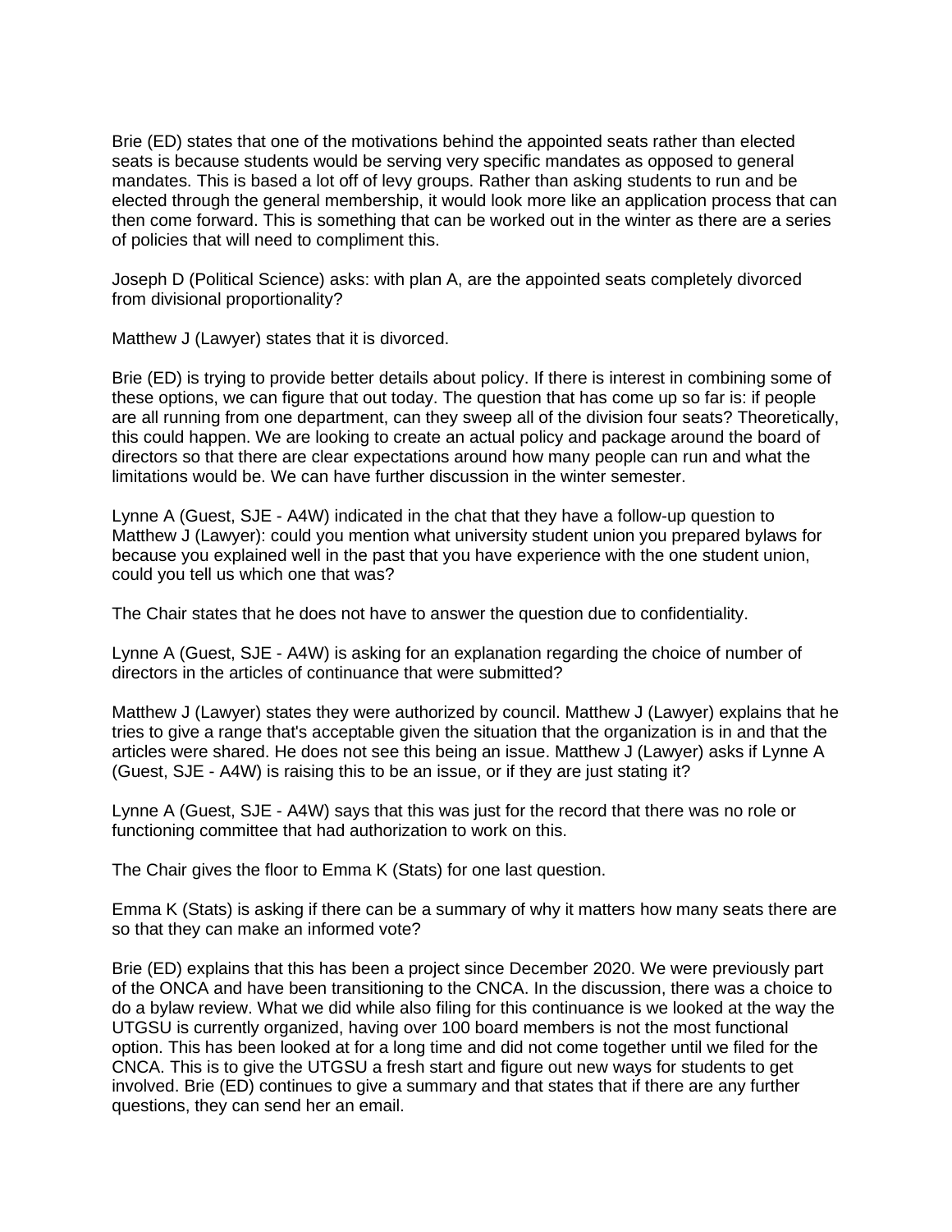Brie (ED) states that one of the motivations behind the appointed seats rather than elected seats is because students would be serving very specific mandates as opposed to general mandates. This is based a lot off of levy groups. Rather than asking students to run and be elected through the general membership, it would look more like an application process that can then come forward. This is something that can be worked out in the winter as there are a series of policies that will need to compliment this.

Joseph D (Political Science) asks: with plan A, are the appointed seats completely divorced from divisional proportionality?

Matthew J (Lawyer) states that it is divorced.

Brie (ED) is trying to provide better details about policy. If there is interest in combining some of these options, we can figure that out today. The question that has come up so far is: if people are all running from one department, can they sweep all of the division four seats? Theoretically, this could happen. We are looking to create an actual policy and package around the board of directors so that there are clear expectations around how many people can run and what the limitations would be. We can have further discussion in the winter semester.

Lynne A (Guest, SJE - A4W) indicated in the chat that they have a follow-up question to Matthew J (Lawyer): could you mention what university student union you prepared bylaws for because you explained well in the past that you have experience with the one student union, could you tell us which one that was?

The Chair states that he does not have to answer the question due to confidentiality.

Lynne A (Guest, SJE - A4W) is asking for an explanation regarding the choice of number of directors in the articles of continuance that were submitted?

Matthew J (Lawyer) states they were authorized by council. Matthew J (Lawyer) explains that he tries to give a range that's acceptable given the situation that the organization is in and that the articles were shared. He does not see this being an issue. Matthew J (Lawyer) asks if Lynne A (Guest, SJE - A4W) is raising this to be an issue, or if they are just stating it?

Lynne A (Guest, SJE - A4W) says that this was just for the record that there was no role or functioning committee that had authorization to work on this.

The Chair gives the floor to Emma K (Stats) for one last question.

Emma K (Stats) is asking if there can be a summary of why it matters how many seats there are so that they can make an informed vote?

Brie (ED) explains that this has been a project since December 2020. We were previously part of the ONCA and have been transitioning to the CNCA. In the discussion, there was a choice to do a bylaw review. What we did while also filing for this continuance is we looked at the way the UTGSU is currently organized, having over 100 board members is not the most functional option. This has been looked at for a long time and did not come together until we filed for the CNCA. This is to give the UTGSU a fresh start and figure out new ways for students to get involved. Brie (ED) continues to give a summary and that states that if there are any further questions, they can send her an email.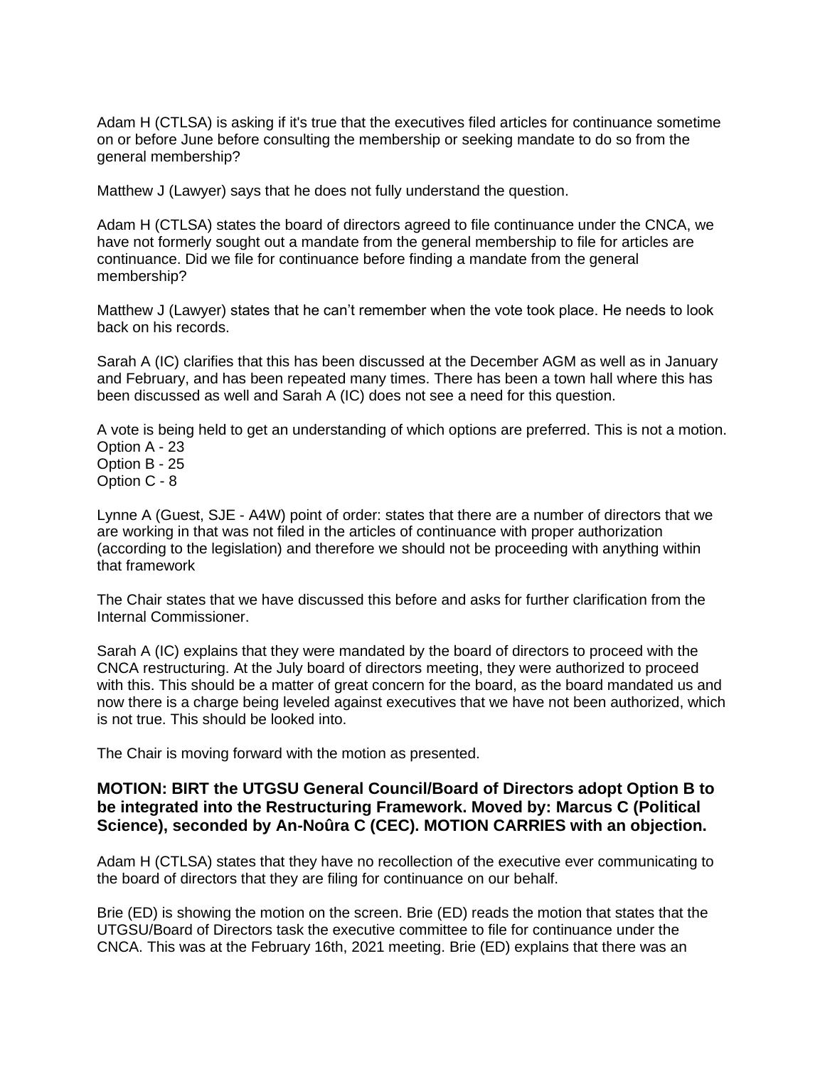Adam H (CTLSA) is asking if it's true that the executives filed articles for continuance sometime on or before June before consulting the membership or seeking mandate to do so from the general membership?

Matthew J (Lawyer) says that he does not fully understand the question.

Adam H (CTLSA) states the board of directors agreed to file continuance under the CNCA, we have not formerly sought out a mandate from the general membership to file for articles are continuance. Did we file for continuance before finding a mandate from the general membership?

Matthew J (Lawyer) states that he can't remember when the vote took place. He needs to look back on his records.

Sarah A (IC) clarifies that this has been discussed at the December AGM as well as in January and February, and has been repeated many times. There has been a town hall where this has been discussed as well and Sarah A (IC) does not see a need for this question.

A vote is being held to get an understanding of which options are preferred. This is not a motion.
Option A - 23
Option B - 25
Option C - 8

Lynne A (Guest, SJE - A4W) point of order: states that there are a number of directors that we are working in that was not filed in the articles of continuance with proper authorization (according to the legislation) and therefore we should not be proceeding with anything within that framework

The Chair states that we have discussed this before and asks for further clarification from the Internal Commissioner.

Sarah A (IC) explains that they were mandated by the board of directors to proceed with the CNCA restructuring. At the July board of directors meeting, they were authorized to proceed with this. This should be a matter of great concern for the board, as the board mandated us and now there is a charge being leveled against executives that we have not been authorized, which is not true. This should be looked into.

The Chair is moving forward with the motion as presented.

**MOTION: BIRT the UTGSU General Council/Board of Directors adopt Option B to be integrated into the Restructuring Framework. Moved by: Marcus C (Political Science), seconded by An-Noûra C (CEC). MOTION CARRIES with an objection.**

Adam H (CTLSA) states that they have no recollection of the executive ever communicating to the board of directors that they are filing for continuance on our behalf.

Brie (ED) is showing the motion on the screen. Brie (ED) reads the motion that states that the UTGSU/Board of Directors task the executive committee to file for continuance under the CNCA. This was at the February 16th, 2021 meeting. Brie (ED) explains that there was an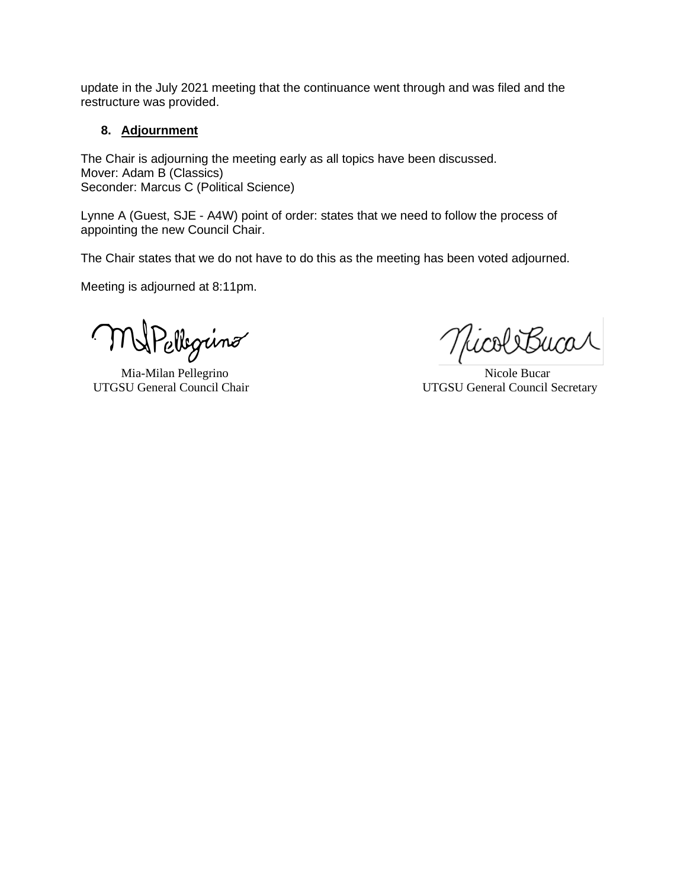update in the July 2021 meeting that the continuance went through and was filed and the restructure was provided.

## 8. Adjournment

The Chair is adjourning the meeting early as all topics have been discussed.
Mover: Adam B (Classics)
Seconder: Marcus C (Political Science)

Lynne A (Guest, SJE - A4W) point of order: states that we need to follow the process of appointing the new Council Chair.

The Chair states that we do not have to do this as the meeting has been voted adjourned.

Meeting is adjourned at 8:11pm.

Mia-Milan Pellegrino
UTGSU General Council Chair

Nicole Bucar
UTGSU General Council Secretary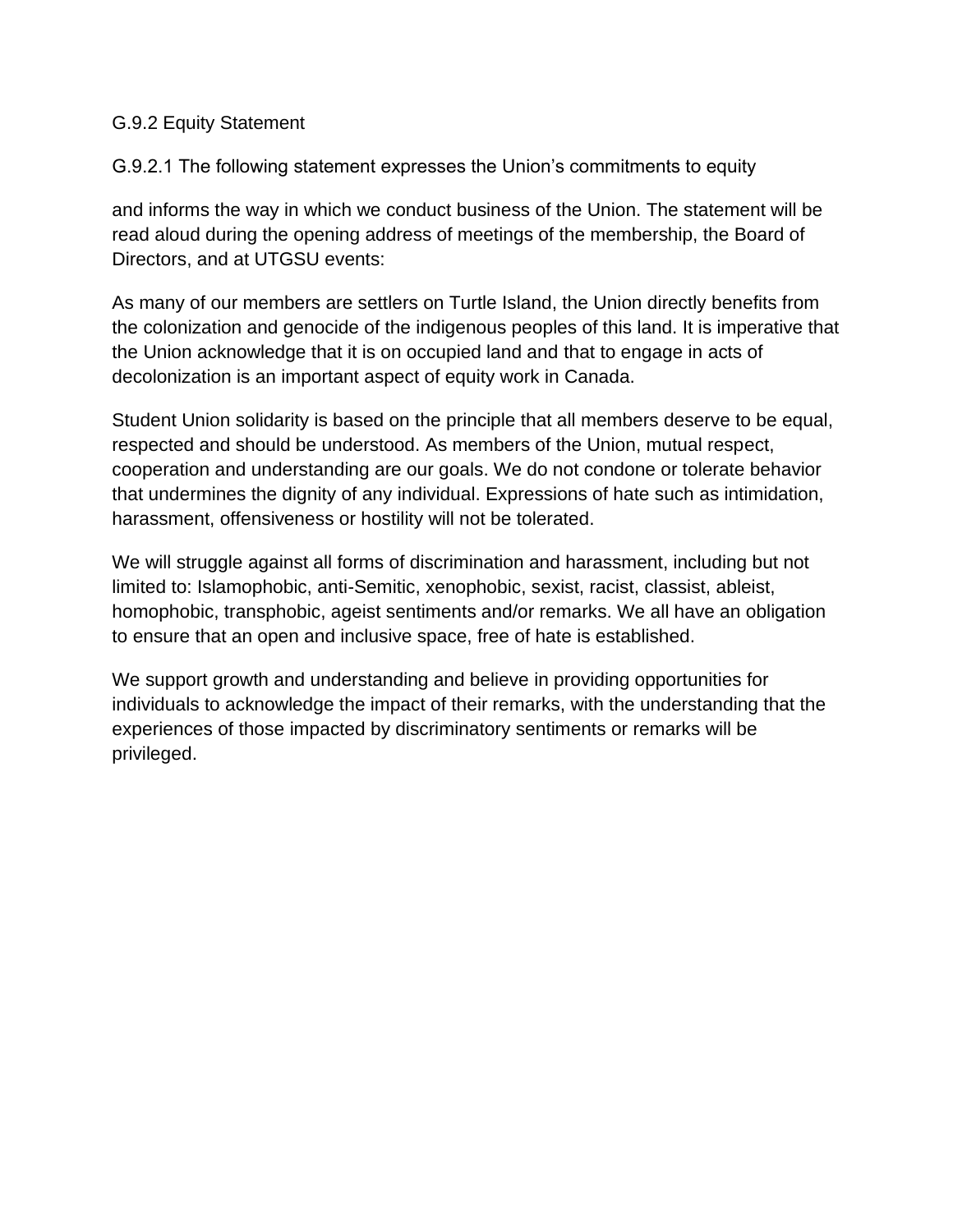G.9.2 Equity Statement

G.9.2.1 The following statement expresses the Union's commitments to equity

and informs the way in which we conduct business of the Union. The statement will be read aloud during the opening address of meetings of the membership, the Board of Directors, and at UTGSU events:

As many of our members are settlers on Turtle Island, the Union directly benefits from the colonization and genocide of the indigenous peoples of this land. It is imperative that the Union acknowledge that it is on occupied land and that to engage in acts of decolonization is an important aspect of equity work in Canada.

Student Union solidarity is based on the principle that all members deserve to be equal, respected and should be understood. As members of the Union, mutual respect, cooperation and understanding are our goals. We do not condone or tolerate behavior that undermines the dignity of any individual. Expressions of hate such as intimidation, harassment, offensiveness or hostility will not be tolerated.

We will struggle against all forms of discrimination and harassment, including but not limited to: Islamophobic, anti-Semitic, xenophobic, sexist, racist, classist, ableist, homophobic, transphobic, ageist sentiments and/or remarks. We all have an obligation to ensure that an open and inclusive space, free of hate is established.

We support growth and understanding and believe in providing opportunities for individuals to acknowledge the impact of their remarks, with the understanding that the experiences of those impacted by discriminatory sentiments or remarks will be privileged.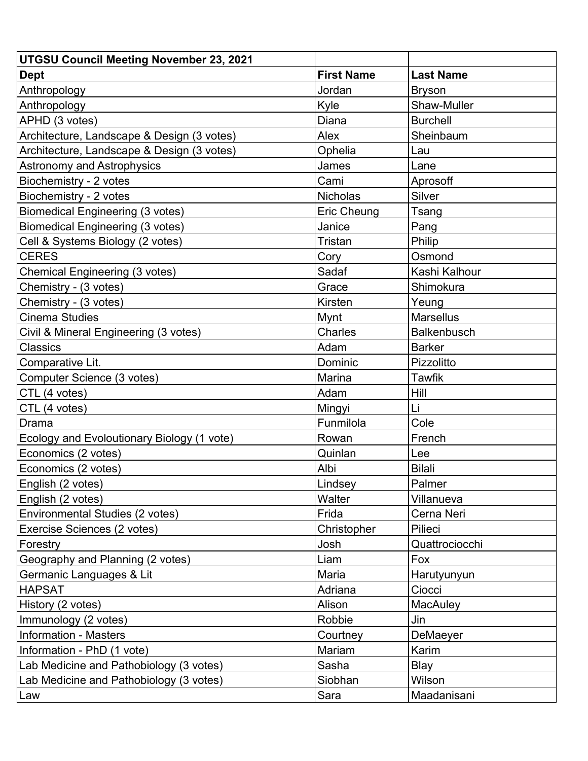| UTGSU Council Meeting November 23, 2021 | | |
|---|---|---|
| **Dept** | **First Name** | **Last Name** |
| Anthropology | Jordan | Bryson |
| Anthropology | Kyle | Shaw-Muller |
| APHD (3 votes) | Diana | Burchell |
| Architecture, Landscape & Design (3 votes) | Alex | Sheinbaum |
| Architecture, Landscape & Design (3 votes) | Ophelia | Lau |
| Astronomy and Astrophysics | James | Lane |
| Biochemistry - 2 votes | Cami | Aprosoff |
| Biochemistry - 2 votes | Nicholas | Silver |
| Biomedical Engineering (3 votes) | Eric Cheung | Tsang |
| Biomedical Engineering (3 votes) | Janice | Pang |
| Cell & Systems Biology (2 votes) | Tristan | Philip |
| CERES | Cory | Osmond |
| Chemical Engineering (3 votes) | Sadaf | Kashi Kalhour |
| Chemistry - (3 votes) | Grace | Shimokura |
| Chemistry - (3 votes) | Kirsten | Yeung |
| Cinema Studies | Mynt | Marsellus |
| Civil & Mineral Engineering (3 votes) | Charles | Balkenbusch |
| Classics | Adam | Barker |
| Comparative Lit. | Dominic | Pizzolitto |
| Computer Science (3 votes) | Marina | Tawfik |
| CTL (4 votes) | Adam | Hill |
| CTL (4 votes) | Mingyi | Li |
| Drama | Funmilola | Cole |
| Ecology and Evoloutionary Biology (1 vote) | Rowan | French |
| Economics (2 votes) | Quinlan | Lee |
| Economics (2 votes) | Albi | Bilali |
| English (2 votes) | Lindsey | Palmer |
| English (2 votes) | Walter | Villanueva |
| Environmental Studies (2 votes) | Frida | Cerna Neri |
| Exercise Sciences (2 votes) | Christopher | Pilieci |
| Forestry | Josh | Quattrociocchi |
| Geography and Planning (2 votes) | Liam | Fox |
| Germanic Languages & Lit | Maria | Harutyunyun |
| HAPSAT | Adriana | Ciocci |
| History (2 votes) | Alison | MacAuley |
| Immunology (2 votes) | Robbie | Jin |
| Information - Masters | Courtney | DeMaeyer |
| Information - PhD (1 vote) | Mariam | Karim |
| Lab Medicine and Pathobiology (3 votes) | Sasha | Blay |
| Lab Medicine and Pathobiology (3 votes) | Siobhan | Wilson |
| Law | Sara | Maadanisani |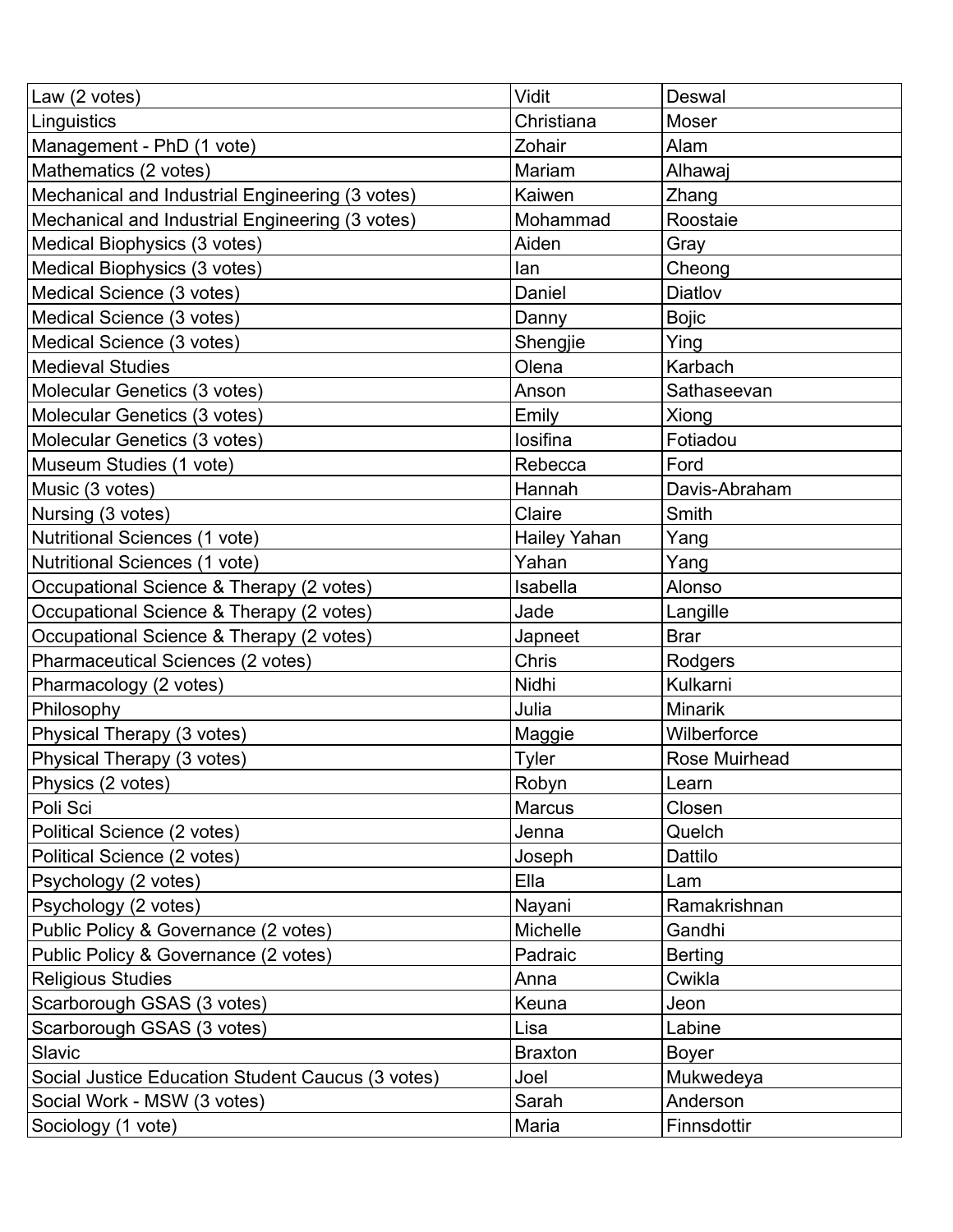| Law (2 votes) | Vidit | Deswal |
|---|---|---|
| Linguistics | Christiana | Moser |
| Management - PhD (1 vote) | Zohair | Alam |
| Mathematics (2 votes) | Mariam | Alhawaj |
| Mechanical and Industrial Engineering (3 votes) | Kaiwen | Zhang |
| Mechanical and Industrial Engineering (3 votes) | Mohammad | Roostaie |
| Medical Biophysics (3 votes) | Aiden | Gray |
| Medical Biophysics (3 votes) | Ian | Cheong |
| Medical Science (3 votes) | Daniel | Diatlov |
| Medical Science (3 votes) | Danny | Bojic |
| Medical Science (3 votes) | Shengjie | Ying |
| Medieval Studies | Olena | Karbach |
| Molecular Genetics (3 votes) | Anson | Sathaseevan |
| Molecular Genetics (3 votes) | Emily | Xiong |
| Molecular Genetics (3 votes) | Iosifina | Fotiadou |
| Museum Studies (1 vote) | Rebecca | Ford |
| Music (3 votes) | Hannah | Davis-Abraham |
| Nursing (3 votes) | Claire | Smith |
| Nutritional Sciences (1 vote) | Hailey Yahan | Yang |
| Nutritional Sciences (1 vote) | Yahan | Yang |
| Occupational Science & Therapy (2 votes) | Isabella | Alonso |
| Occupational Science & Therapy (2 votes) | Jade | Langille |
| Occupational Science & Therapy (2 votes) | Japneet | Brar |
| Pharmaceutical Sciences (2 votes) | Chris | Rodgers |
| Pharmacology (2 votes) | Nidhi | Kulkarni |
| Philosophy | Julia | Minarik |
| Physical Therapy (3 votes) | Maggie | Wilberforce |
| Physical Therapy (3 votes) | Tyler | Rose Muirhead |
| Physics (2 votes) | Robyn | Learn |
| Poli Sci | Marcus | Closen |
| Political Science (2 votes) | Jenna | Quelch |
| Political Science (2 votes) | Joseph | Dattilo |
| Psychology (2 votes) | Ella | Lam |
| Psychology (2 votes) | Nayani | Ramakrishnan |
| Public Policy & Governance (2 votes) | Michelle | Gandhi |
| Public Policy & Governance (2 votes) | Padraic | Berting |
| Religious Studies | Anna | Cwikla |
| Scarborough GSAS (3 votes) | Keuna | Jeon |
| Scarborough GSAS (3 votes) | Lisa | Labine |
| Slavic | Braxton | Boyer |
| Social Justice Education Student Caucus (3 votes) | Joel | Mukwedeya |
| Social Work - MSW (3 votes) | Sarah | Anderson |
| Sociology (1 vote) | Maria | Finnsdottir |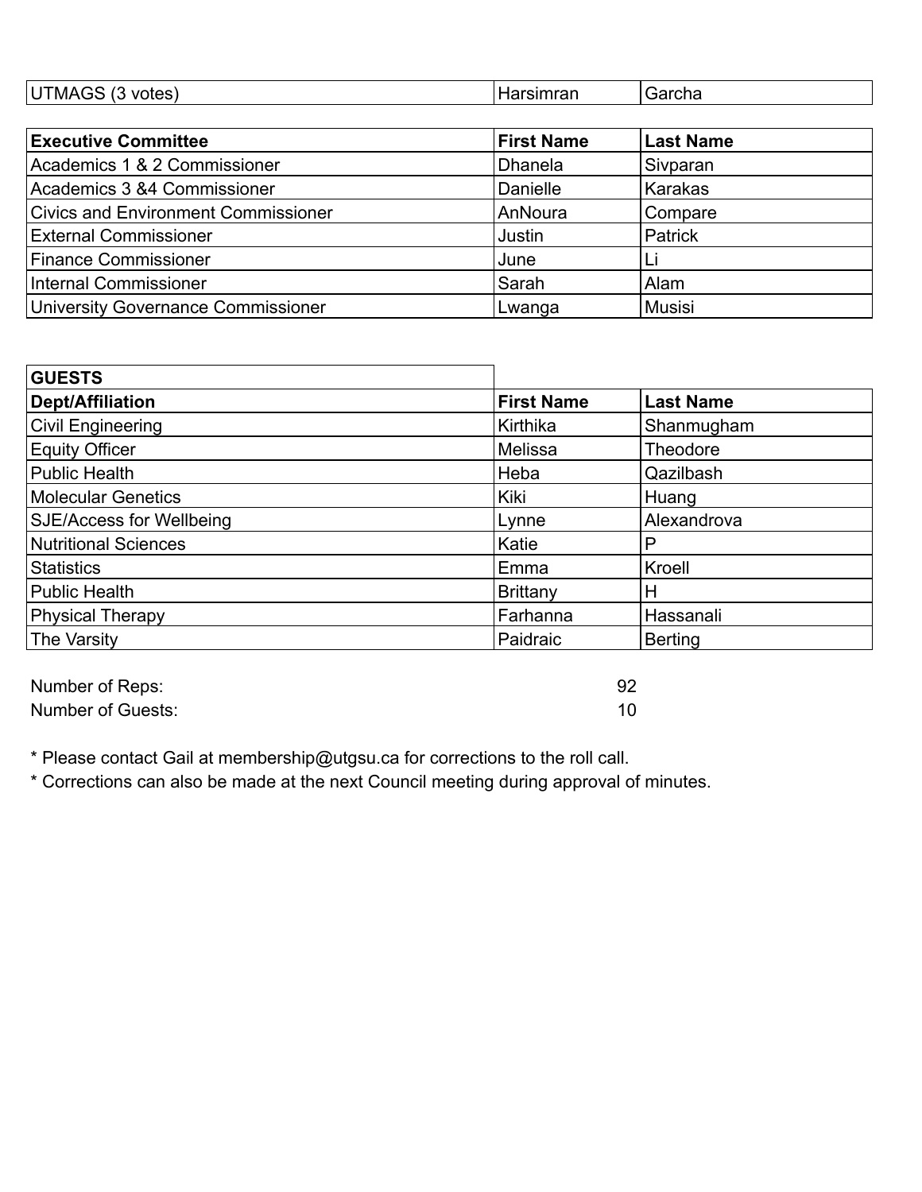| | | |
|---|---|---|
| UTMAGS (3 votes) | Harsimran | Garcha |

| Executive Committee | First Name | Last Name |
|---|---|---|
| Academics 1 & 2 Commissioner | Dhanela | Sivparan |
| Academics 3 &4 Commissioner | Danielle | Karakas |
| Civics and Environment Commissioner | AnNoura | Compare |
| External Commissioner | Justin | Patrick |
| Finance Commissioner | June | Li |
| Internal Commissioner | Sarah | Alam |
| University Governance Commissioner | Lwanga | Musisi |

| GUESTS | | |
|---|---|---|
| **Dept/Affiliation** | **First Name** | **Last Name** |
| Civil Engineering | Kirthika | Shanmugham |
| Equity Officer | Melissa | Theodore |
| Public Health | Heba | Qazilbash |
| Molecular Genetics | Kiki | Huang |
| SJE/Access for Wellbeing | Lynne | Alexandrova |
| Nutritional Sciences | Katie | P |
| Statistics | Emma | Kroell |
| Public Health | Brittany | H |
| Physical Therapy | Farhanna | Hassanali |
| The Varsity | Paidraic | Berting |

Number of Reps: 92
Number of Guests: 10

* Please contact Gail at membership@utgsu.ca for corrections to the roll call.
* Corrections can also be made at the next Council meeting during approval of minutes.